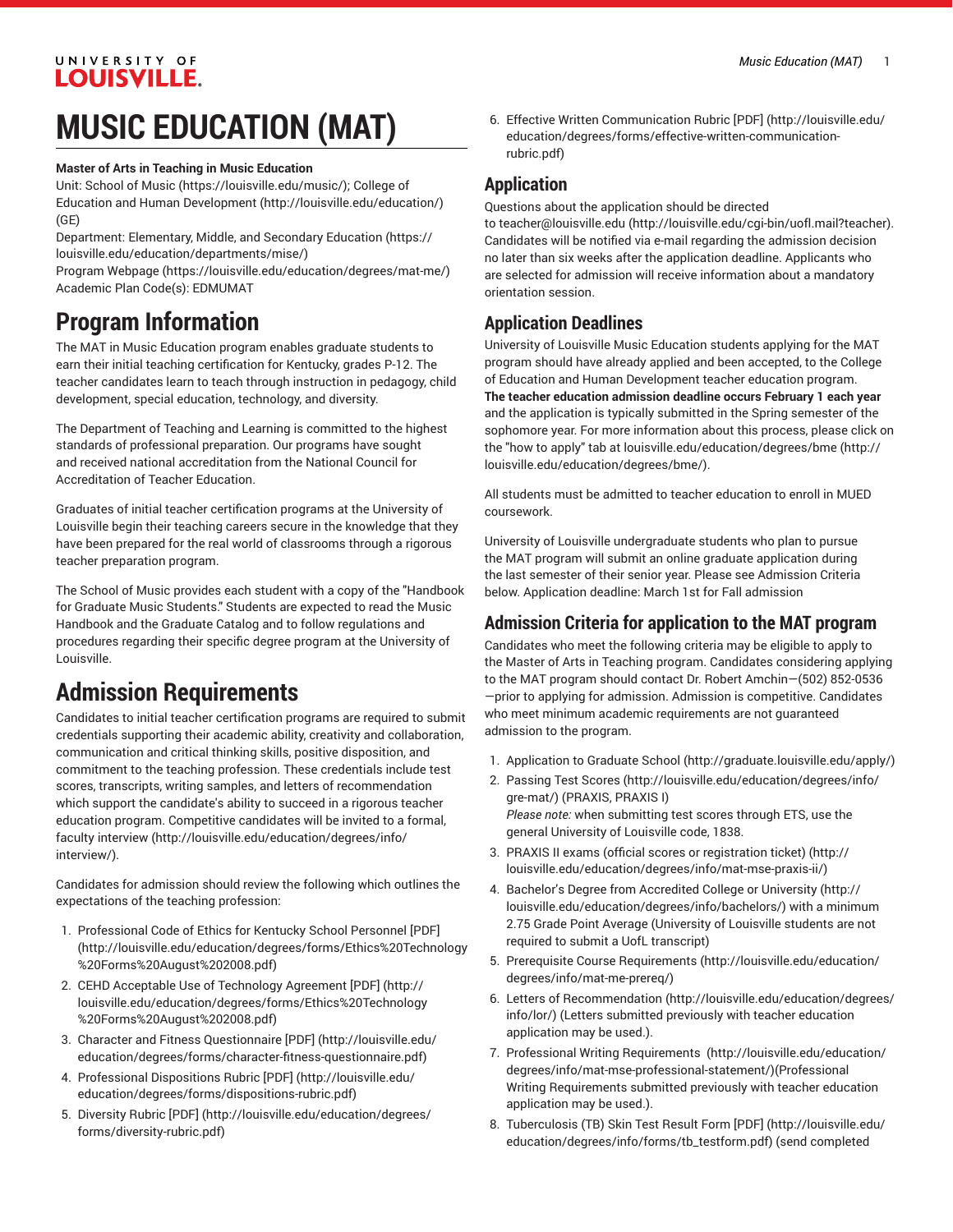# MUSIC EDUCATION (MAT)

**Master of Arts in Teaching in Music Education**

Unit: School of Music (https://louisville.edu/music/); College of Education and Human Development (http://louisville.edu/education/) (GE)

Department: Elementary, Middle, and Secondary Education (https://louisville.edu/education/departments/mise/)

Program Webpage (https://louisville.edu/education/degrees/mat-me/)

Academic Plan Code(s): EDMUMAT

## Program Information

The MAT in Music Education program enables graduate students to earn their initial teaching certification for Kentucky, grades P-12. The teacher candidates learn to teach through instruction in pedagogy, child development, special education, technology, and diversity.

The Department of Teaching and Learning is committed to the highest standards of professional preparation. Our programs have sought and received national accreditation from the National Council for Accreditation of Teacher Education.

Graduates of initial teacher certification programs at the University of Louisville begin their teaching careers secure in the knowledge that they have been prepared for the real world of classrooms through a rigorous teacher preparation program.

The School of Music provides each student with a copy of the "Handbook for Graduate Music Students." Students are expected to read the Music Handbook and the Graduate Catalog and to follow regulations and procedures regarding their specific degree program at the University of Louisville.

## Admission Requirements

Candidates to initial teacher certification programs are required to submit credentials supporting their academic ability, creativity and collaboration, communication and critical thinking skills, positive disposition, and commitment to the teaching profession. These credentials include test scores, transcripts, writing samples, and letters of recommendation which support the candidate's ability to succeed in a rigorous teacher education program. Competitive candidates will be invited to a formal, faculty interview (http://louisville.edu/education/degrees/info/interview/).

Candidates for admission should review the following which outlines the expectations of the teaching profession:

1. Professional Code of Ethics for Kentucky School Personnel [PDF] (http://louisville.edu/education/degrees/forms/Ethics%20Technology%20Forms%20August%202008.pdf)
2. CEHD Acceptable Use of Technology Agreement [PDF] (http://louisville.edu/education/degrees/forms/Ethics%20Technology%20Forms%20August%202008.pdf)
3. Character and Fitness Questionnaire [PDF] (http://louisville.edu/education/degrees/forms/character-fitness-questionnaire.pdf)
4. Professional Dispositions Rubric [PDF] (http://louisville.edu/education/degrees/forms/dispositions-rubric.pdf)
5. Diversity Rubric [PDF] (http://louisville.edu/education/degrees/forms/diversity-rubric.pdf)
6. Effective Written Communication Rubric [PDF] (http://louisville.edu/education/degrees/forms/effective-written-communication-rubric.pdf)

### Application

Questions about the application should be directed to teacher@louisville.edu (http://louisville.edu/cgi-bin/uofl.mail?teacher). Candidates will be notified via e-mail regarding the admission decision no later than six weeks after the application deadline. Applicants who are selected for admission will receive information about a mandatory orientation session.

### Application Deadlines

University of Louisville Music Education students applying for the MAT program should have already applied and been accepted, to the College of Education and Human Development teacher education program. **The teacher education admission deadline occurs February 1 each year** and the application is typically submitted in the Spring semester of the sophomore year. For more information about this process, please click on the "how to apply" tab at louisville.edu/education/degrees/bme (http://louisville.edu/education/degrees/bme/).

All students must be admitted to teacher education to enroll in MUED coursework.

University of Louisville undergraduate students who plan to pursue the MAT program will submit an online graduate application during the last semester of their senior year. Please see Admission Criteria below. Application deadline: March 1st for Fall admission

### Admission Criteria for application to the MAT program

Candidates who meet the following criteria may be eligible to apply to the Master of Arts in Teaching program. Candidates considering applying to the MAT program should contact Dr. Robert Amchin—(502) 852-0536—prior to applying for admission. Admission is competitive. Candidates who meet minimum academic requirements are not guaranteed admission to the program.

1. Application to Graduate School (http://graduate.louisville.edu/apply/)
2. Passing Test Scores (http://louisville.edu/education/degrees/info/gre-mat/) (PRAXIS, PRAXIS I)
   *Please note:* when submitting test scores through ETS, use the general University of Louisville code, 1838.
3. PRAXIS II exams (official scores or registration ticket) (http://louisville.edu/education/degrees/info/mat-mse-praxis-ii/)
4. Bachelor's Degree from Accredited College or University (http://louisville.edu/education/degrees/info/bachelors/) with a minimum 2.75 Grade Point Average (University of Louisville students are not required to submit a UofL transcript)
5. Prerequisite Course Requirements (http://louisville.edu/education/degrees/info/mat-me-prereq/)
6. Letters of Recommendation (http://louisville.edu/education/degrees/info/lor/) (Letters submitted previously with teacher education application may be used.).
7. Professional Writing Requirements (http://louisville.edu/education/degrees/info/mat-mse-professional-statement/)(Professional Writing Requirements submitted previously with teacher education application may be used.).
8. Tuberculosis (TB) Skin Test Result Form [PDF] (http://louisville.edu/education/degrees/info/forms/tb_testform.pdf) (send completed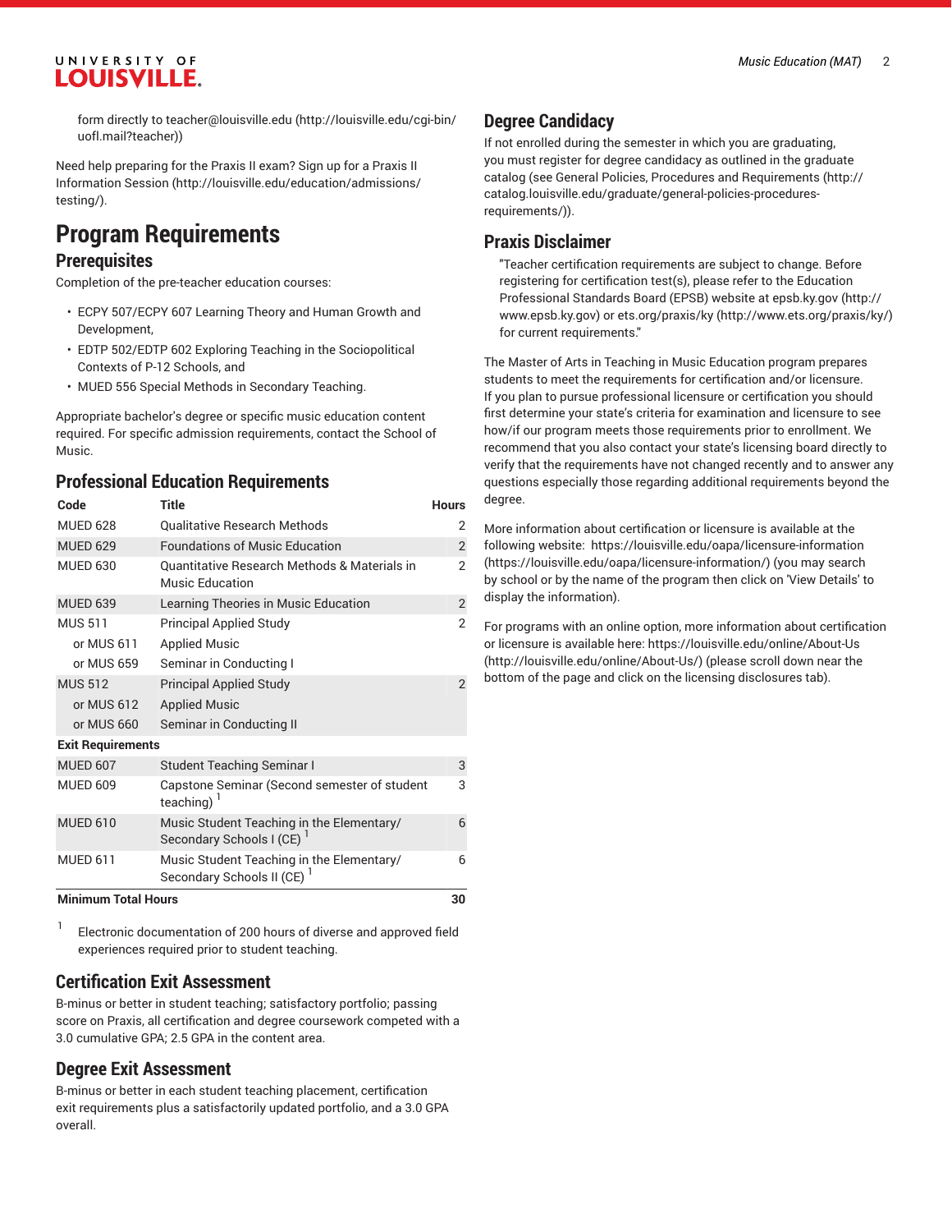form directly to teacher@louisville.edu (http://louisville.edu/cgi-bin/uofl.mail?teacher))

Need help preparing for the Praxis II exam? Sign up for a Praxis II Information Session (http://louisville.edu/education/admissions/testing/).

# Program Requirements

## Prerequisites

Completion of the pre-teacher education courses:

- ECPY 507/ECPY 607 Learning Theory and Human Growth and Development,
- EDTP 502/EDTP 602 Exploring Teaching in the Sociopolitical Contexts of P-12 Schools, and
- MUED 556 Special Methods in Secondary Teaching.

Appropriate bachelor's degree or specific music education content required. For specific admission requirements, contact the School of Music.

## Professional Education Requirements

| Code | Title | Hours |
|---|---|---|
| MUED 628 | Qualitative Research Methods | 2 |
| MUED 629 | Foundations of Music Education | 2 |
| MUED 630 | Quantitative Research Methods & Materials in Music Education | 2 |
| MUED 639 | Learning Theories in Music Education | 2 |
| MUS 511 | Principal Applied Study | 2 |
| or MUS 611 | Applied Music | |
| or MUS 659 | Seminar in Conducting I | |
| MUS 512 | Principal Applied Study | 2 |
| or MUS 612 | Applied Music | |
| or MUS 660 | Seminar in Conducting II | |
| **Exit Requirements** | | |
| MUED 607 | Student Teaching Seminar I | 3 |
| MUED 609 | Capstone Seminar (Second semester of student teaching) [1] | 3 |
| MUED 610 | Music Student Teaching in the Elementary/ Secondary Schools I (CE) [1] | 6 |
| MUED 611 | Music Student Teaching in the Elementary/ Secondary Schools II (CE) [1] | 6 |
| **Minimum Total Hours** | | **30** |

[1] Electronic documentation of 200 hours of diverse and approved field experiences required prior to student teaching.

## Certification Exit Assessment

B-minus or better in student teaching; satisfactory portfolio; passing score on Praxis, all certification and degree coursework competed with a 3.0 cumulative GPA; 2.5 GPA in the content area.

## Degree Exit Assessment

B-minus or better in each student teaching placement, certification exit requirements plus a satisfactorily updated portfolio, and a 3.0 GPA overall.

## Degree Candidacy

If not enrolled during the semester in which you are graduating, you must register for degree candidacy as outlined in the graduate catalog (see General Policies, Procedures and Requirements (http://catalog.louisville.edu/graduate/general-policies-procedures-requirements/)).

## Praxis Disclaimer

"Teacher certification requirements are subject to change. Before registering for certification test(s), please refer to the Education Professional Standards Board (EPSB) website at epsb.ky.gov (http://www.epsb.ky.gov) or ets.org/praxis/ky (http://www.ets.org/praxis/ky/) for current requirements."

The Master of Arts in Teaching in Music Education program prepares students to meet the requirements for certification and/or licensure. If you plan to pursue professional licensure or certification you should first determine your state's criteria for examination and licensure to see how/if our program meets those requirements prior to enrollment. We recommend that you also contact your state's licensing board directly to verify that the requirements have not changed recently and to answer any questions especially those regarding additional requirements beyond the degree.

More information about certification or licensure is available at the following website: https://louisville.edu/oapa/licensure-information (https://louisville.edu/oapa/licensure-information/) (you may search by school or by the name of the program then click on 'View Details' to display the information).

For programs with an online option, more information about certification or licensure is available here: https://louisville.edu/online/About-Us (http://louisville.edu/online/About-Us/) (please scroll down near the bottom of the page and click on the licensing disclosures tab).